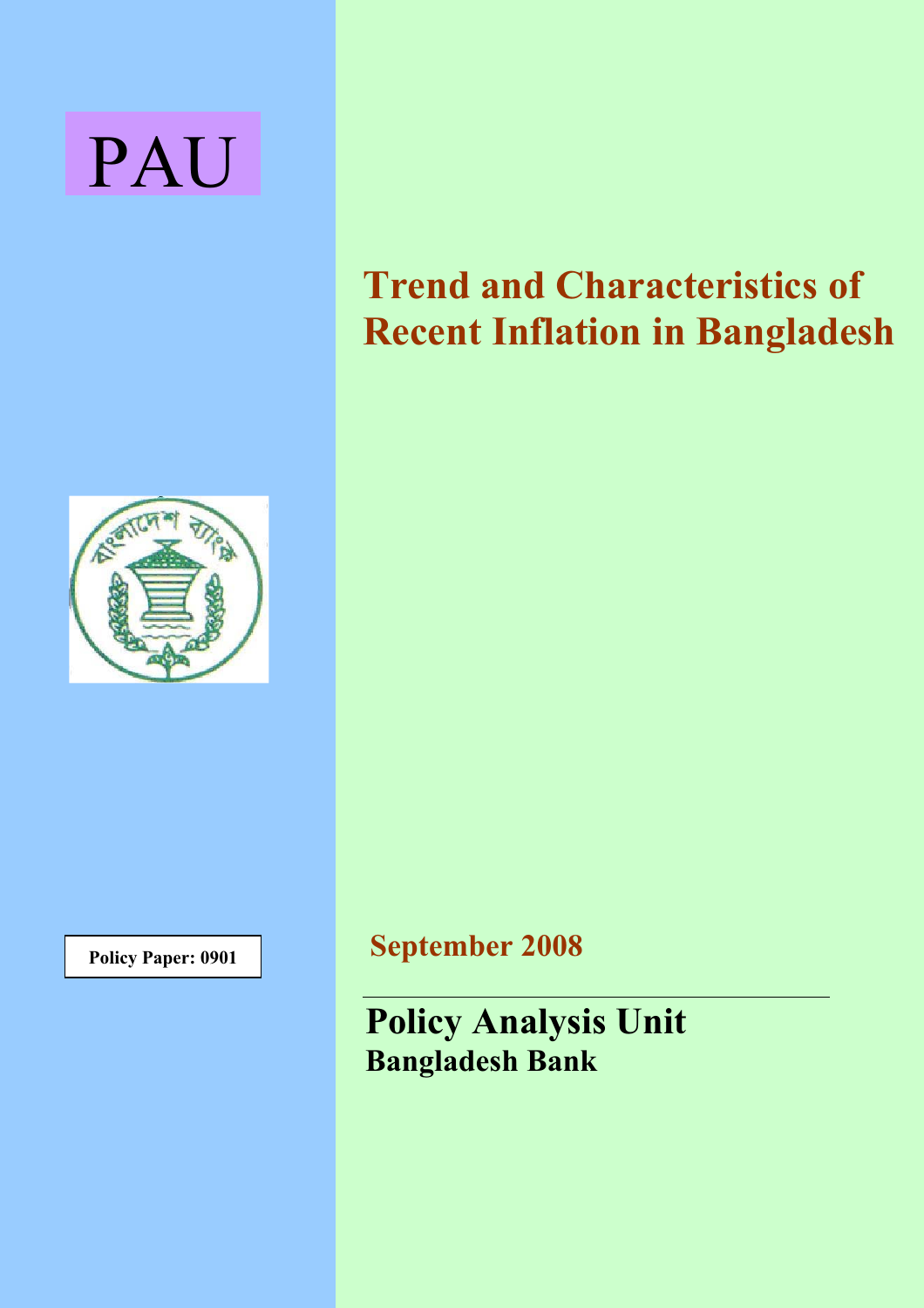PAU

# Trend and Characteristics of Recent Inflation in Bangladesh

**Policy Paper: 0901**

**September 2008**

## Policy Analysis Unit
**Bangladesh Bank**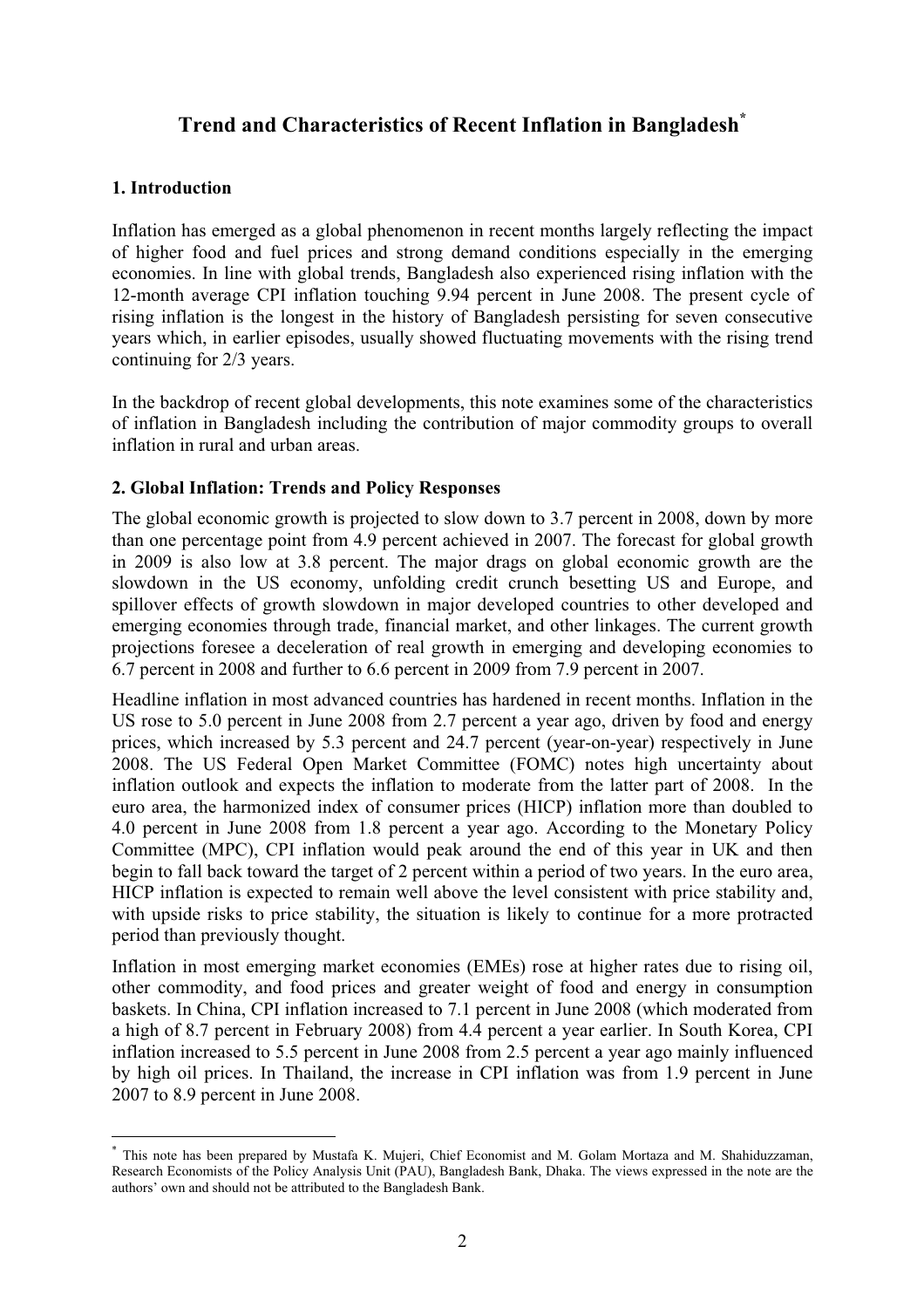# Trend and Characteristics of Recent Inflation in Bangladesh[*]

## 1. Introduction

Inflation has emerged as a global phenomenon in recent months largely reflecting the impact of higher food and fuel prices and strong demand conditions especially in the emerging economies. In line with global trends, Bangladesh also experienced rising inflation with the 12-month average CPI inflation touching 9.94 percent in June 2008. The present cycle of rising inflation is the longest in the history of Bangladesh persisting for seven consecutive years which, in earlier episodes, usually showed fluctuating movements with the rising trend continuing for 2/3 years.

In the backdrop of recent global developments, this note examines some of the characteristics of inflation in Bangladesh including the contribution of major commodity groups to overall inflation in rural and urban areas.

## 2. Global Inflation: Trends and Policy Responses

The global economic growth is projected to slow down to 3.7 percent in 2008, down by more than one percentage point from 4.9 percent achieved in 2007. The forecast for global growth in 2009 is also low at 3.8 percent. The major drags on global economic growth are the slowdown in the US economy, unfolding credit crunch besetting US and Europe, and spillover effects of growth slowdown in major developed countries to other developed and emerging economies through trade, financial market, and other linkages. The current growth projections foresee a deceleration of real growth in emerging and developing economies to 6.7 percent in 2008 and further to 6.6 percent in 2009 from 7.9 percent in 2007.

Headline inflation in most advanced countries has hardened in recent months. Inflation in the US rose to 5.0 percent in June 2008 from 2.7 percent a year ago, driven by food and energy prices, which increased by 5.3 percent and 24.7 percent (year-on-year) respectively in June 2008. The US Federal Open Market Committee (FOMC) notes high uncertainty about inflation outlook and expects the inflation to moderate from the latter part of 2008. In the euro area, the harmonized index of consumer prices (HICP) inflation more than doubled to 4.0 percent in June 2008 from 1.8 percent a year ago. According to the Monetary Policy Committee (MPC), CPI inflation would peak around the end of this year in UK and then begin to fall back toward the target of 2 percent within a period of two years. In the euro area, HICP inflation is expected to remain well above the level consistent with price stability and, with upside risks to price stability, the situation is likely to continue for a more protracted period than previously thought.

Inflation in most emerging market economies (EMEs) rose at higher rates due to rising oil, other commodity, and food prices and greater weight of food and energy in consumption baskets. In China, CPI inflation increased to 7.1 percent in June 2008 (which moderated from a high of 8.7 percent in February 2008) from 4.4 percent a year earlier. In South Korea, CPI inflation increased to 5.5 percent in June 2008 from 2.5 percent a year ago mainly influenced by high oil prices. In Thailand, the increase in CPI inflation was from 1.9 percent in June 2007 to 8.9 percent in June 2008.

---

[*] This note has been prepared by Mustafa K. Mujeri, Chief Economist and M. Golam Mortaza and M. Shahiduzzaman, Research Economists of the Policy Analysis Unit (PAU), Bangladesh Bank, Dhaka. The views expressed in the note are the authors' own and should not be attributed to the Bangladesh Bank.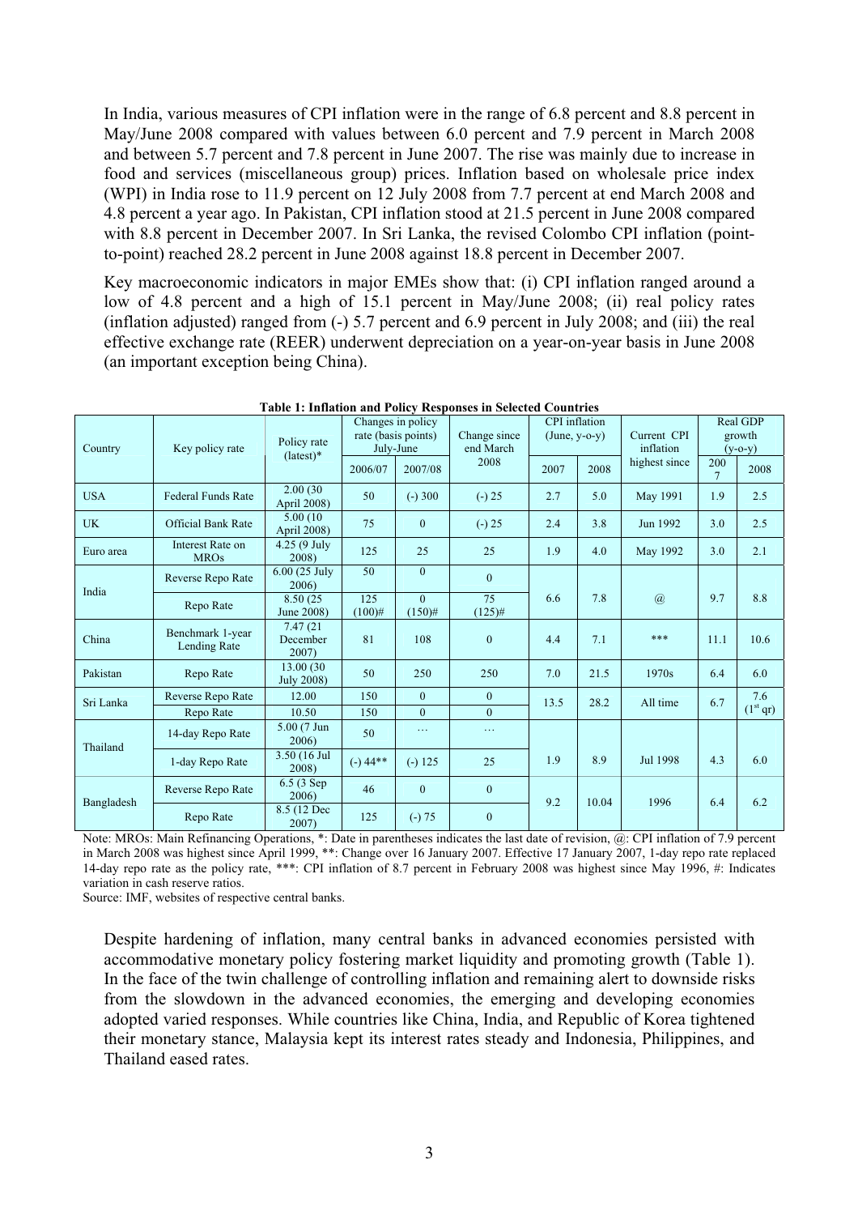In India, various measures of CPI inflation were in the range of 6.8 percent and 8.8 percent in May/June 2008 compared with values between 6.0 percent and 7.9 percent in March 2008 and between 5.7 percent and 7.8 percent in June 2007. The rise was mainly due to increase in food and services (miscellaneous group) prices. Inflation based on wholesale price index (WPI) in India rose to 11.9 percent on 12 July 2008 from 7.7 percent at end March 2008 and 4.8 percent a year ago. In Pakistan, CPI inflation stood at 21.5 percent in June 2008 compared with 8.8 percent in December 2007. In Sri Lanka, the revised Colombo CPI inflation (point-to-point) reached 28.2 percent in June 2008 against 18.8 percent in December 2007.

Key macroeconomic indicators in major EMEs show that: (i) CPI inflation ranged around a low of 4.8 percent and a high of 15.1 percent in May/June 2008; (ii) real policy rates (inflation adjusted) ranged from (-) 5.7 percent and 6.9 percent in July 2008; and (iii) the real effective exchange rate (REER) underwent depreciation on a year-on-year basis in June 2008 (an important exception being China).

**Table 1: Inflation and Policy Responses in Selected Countries**

| Country | Key policy rate | Policy rate (latest)* | Changes in policy rate (basis points) July-June | | Change since end March 2008 | CPI inflation (June, y-o-y) | | Current CPI inflation highest since | Real GDP growth (y-o-y) | |
|---|---|---|---|---|---|---|---|---|---|---|
| | | | 2006/07 | 2007/08 | | 2007 | 2008 | | 2007 | 2008 |
| USA | Federal Funds Rate | 2.00 (30 April 2008) | 50 | (-) 300 | (-) 25 | 2.7 | 5.0 | May 1991 | 1.9 | 2.5 |
| UK | Official Bank Rate | 5.00 (10 April 2008) | 75 | 0 | (-) 25 | 2.4 | 3.8 | Jun 1992 | 3.0 | 2.5 |
| Euro area | Interest Rate on MROs | 4.25 (9 July 2008) | 125 | 25 | 25 | 1.9 | 4.0 | May 1992 | 3.0 | 2.1 |
| India | Reverse Repo Rate | 6.00 (25 July 2006) | 50 | 0 | 0 | 6.6 | 7.8 | @ | 9.7 | 8.8 |
| | Repo Rate | 8.50 (25 June 2008) | 125 (100)# | 0 (150)# | 75 (125)# | | | | | |
| China | Benchmark 1-year Lending Rate | 7.47 (21 December 2007) | 81 | 108 | 0 | 4.4 | 7.1 | *** | 11.1 | 10.6 |
| Pakistan | Repo Rate | 13.00 (30 July 2008) | 50 | 250 | 250 | 7.0 | 21.5 | 1970s | 6.4 | 6.0 |
| Sri Lanka | Reverse Repo Rate | 12.00 | 150 | 0 | 0 | 13.5 | 28.2 | All time | 6.7 | 7.6 (1st qr) |
| | Repo Rate | 10.50 | 150 | 0 | 0 | | | | | |
| Thailand | 14-day Repo Rate | 5.00 (7 Jun 2006) | 50 | … | … | 1.9 | 8.9 | Jul 1998 | 4.3 | 6.0 |
| | 1-day Repo Rate | 3.50 (16 Jul 2008) | (-) 44** | (-) 125 | 25 | | | | | |
| Bangladesh | Reverse Repo Rate | 6.5 (3 Sep 2006) | 46 | 0 | 0 | 9.2 | 10.04 | 1996 | 6.4 | 6.2 |
| | Repo Rate | 8.5 (12 Dec 2007) | 125 | (-) 75 | 0 | | | | | |

Note: MROs: Main Refinancing Operations, *: Date in parentheses indicates the last date of revision, @: CPI inflation of 7.9 percent in March 2008 was highest since April 1999, **: Change over 16 January 2007. Effective 17 January 2007, 1-day repo rate replaced 14-day repo rate as the policy rate, ***: CPI inflation of 8.7 percent in February 2008 was highest since May 1996, #: Indicates variation in cash reserve ratios.

Source: IMF, websites of respective central banks.

Despite hardening of inflation, many central banks in advanced economies persisted with accommodative monetary policy fostering market liquidity and promoting growth (Table 1). In the face of the twin challenge of controlling inflation and remaining alert to downside risks from the slowdown in the advanced economies, the emerging and developing economies adopted varied responses. While countries like China, India, and Republic of Korea tightened their monetary stance, Malaysia kept its interest rates steady and Indonesia, Philippines, and Thailand eased rates.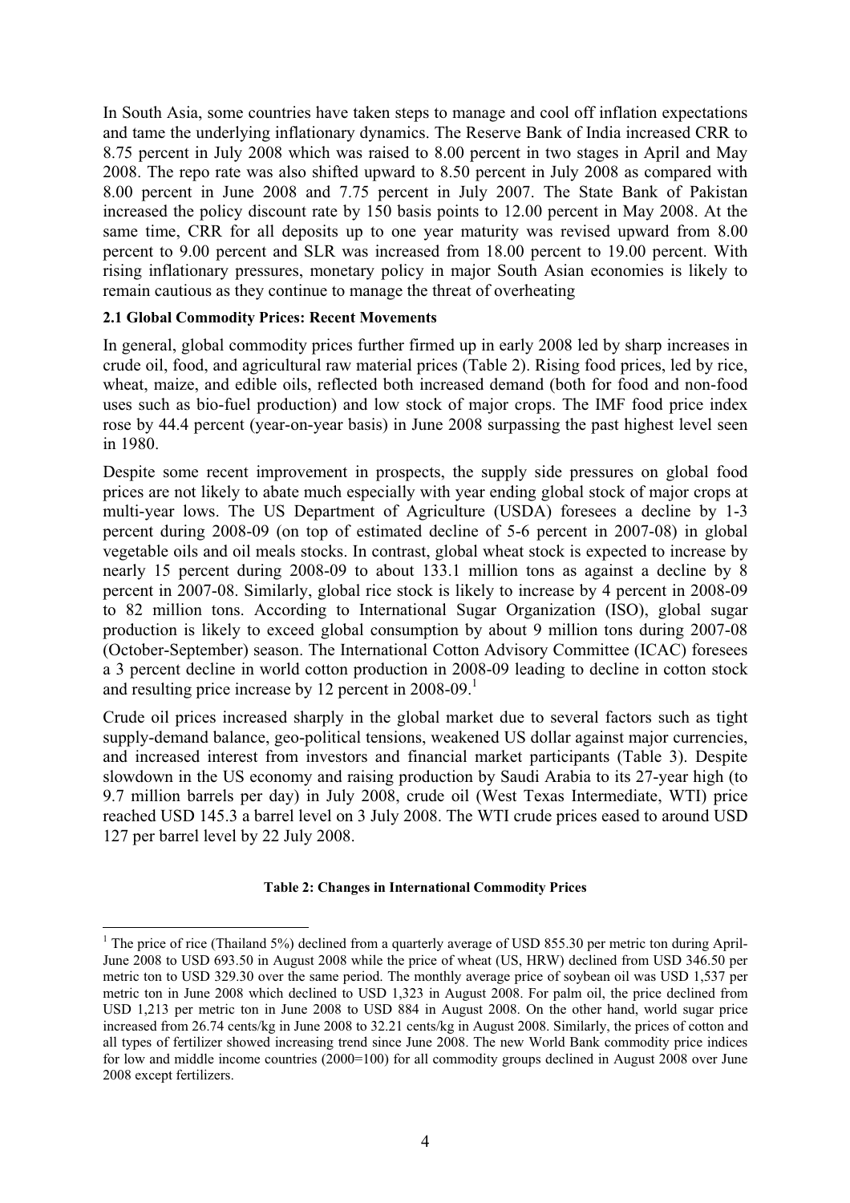In South Asia, some countries have taken steps to manage and cool off inflation expectations and tame the underlying inflationary dynamics. The Reserve Bank of India increased CRR to 8.75 percent in July 2008 which was raised to 8.00 percent in two stages in April and May 2008. The repo rate was also shifted upward to 8.50 percent in July 2008 as compared with 8.00 percent in June 2008 and 7.75 percent in July 2007. The State Bank of Pakistan increased the policy discount rate by 150 basis points to 12.00 percent in May 2008. At the same time, CRR for all deposits up to one year maturity was revised upward from 8.00 percent to 9.00 percent and SLR was increased from 18.00 percent to 19.00 percent. With rising inflationary pressures, monetary policy in major South Asian economies is likely to remain cautious as they continue to manage the threat of overheating

**2.1 Global Commodity Prices: Recent Movements**

In general, global commodity prices further firmed up in early 2008 led by sharp increases in crude oil, food, and agricultural raw material prices (Table 2). Rising food prices, led by rice, wheat, maize, and edible oils, reflected both increased demand (both for food and non-food uses such as bio-fuel production) and low stock of major crops. The IMF food price index rose by 44.4 percent (year-on-year basis) in June 2008 surpassing the past highest level seen in 1980.

Despite some recent improvement in prospects, the supply side pressures on global food prices are not likely to abate much especially with year ending global stock of major crops at multi-year lows. The US Department of Agriculture (USDA) foresees a decline by 1-3 percent during 2008-09 (on top of estimated decline of 5-6 percent in 2007-08) in global vegetable oils and oil meals stocks. In contrast, global wheat stock is expected to increase by nearly 15 percent during 2008-09 to about 133.1 million tons as against a decline by 8 percent in 2007-08. Similarly, global rice stock is likely to increase by 4 percent in 2008-09 to 82 million tons. According to International Sugar Organization (ISO), global sugar production is likely to exceed global consumption by about 9 million tons during 2007-08 (October-September) season. The International Cotton Advisory Committee (ICAC) foresees a 3 percent decline in world cotton production in 2008-09 leading to decline in cotton stock and resulting price increase by 12 percent in 2008-09.[1]

Crude oil prices increased sharply in the global market due to several factors such as tight supply-demand balance, geo-political tensions, weakened US dollar against major currencies, and increased interest from investors and financial market participants (Table 3). Despite slowdown in the US economy and raising production by Saudi Arabia to its 27-year high (to 9.7 million barrels per day) in July 2008, crude oil (West Texas Intermediate, WTI) price reached USD 145.3 a barrel level on 3 July 2008. The WTI crude prices eased to around USD 127 per barrel level by 22 July 2008.

**Table 2: Changes in International Commodity Prices**

[1] The price of rice (Thailand 5%) declined from a quarterly average of USD 855.30 per metric ton during April-June 2008 to USD 693.50 in August 2008 while the price of wheat (US, HRW) declined from USD 346.50 per metric ton to USD 329.30 over the same period. The monthly average price of soybean oil was USD 1,537 per metric ton in June 2008 which declined to USD 1,323 in August 2008. For palm oil, the price declined from USD 1,213 per metric ton in June 2008 to USD 884 in August 2008. On the other hand, world sugar price increased from 26.74 cents/kg in June 2008 to 32.21 cents/kg in August 2008. Similarly, the prices of cotton and all types of fertilizer showed increasing trend since June 2008. The new World Bank commodity price indices for low and middle income countries (2000=100) for all commodity groups declined in August 2008 over June 2008 except fertilizers.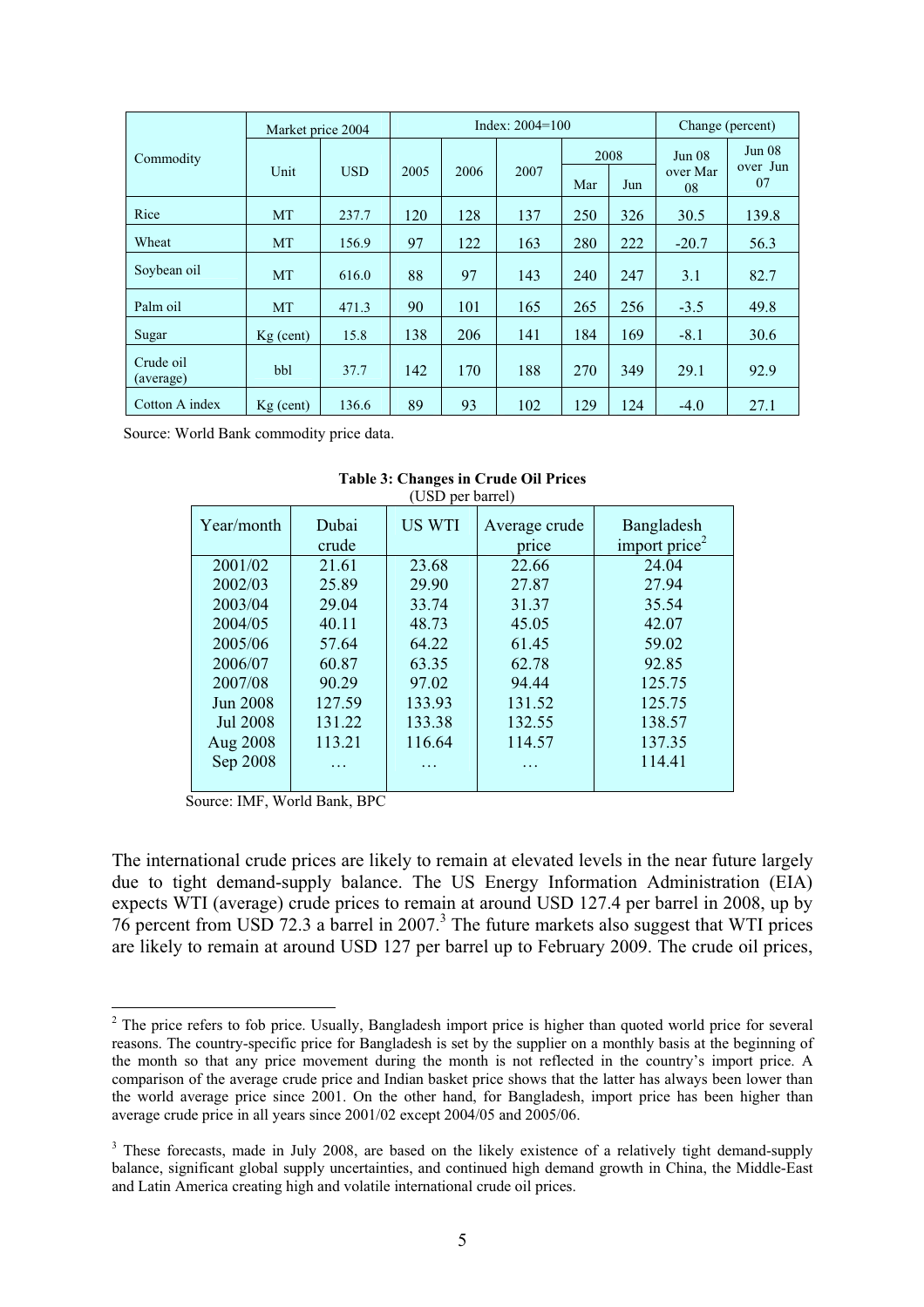| Commodity | Market price 2004 | | Index: 2004=100 | | | | | Change (percent) | |
|---|---|---|---|---|---|---|---|---|---|
| | Unit | USD | 2005 | 2006 | 2007 | 2008 | | Jun 08 over Mar 08 | Jun 08 over Jun 07 |
| | | | | | | Mar | Jun | | |
| Rice | MT | 237.7 | 120 | 128 | 137 | 250 | 326 | 30.5 | 139.8 |
| Wheat | MT | 156.9 | 97 | 122 | 163 | 280 | 222 | -20.7 | 56.3 |
| Soybean oil | MT | 616.0 | 88 | 97 | 143 | 240 | 247 | 3.1 | 82.7 |
| Palm oil | MT | 471.3 | 90 | 101 | 165 | 265 | 256 | -3.5 | 49.8 |
| Sugar | Kg (cent) | 15.8 | 138 | 206 | 141 | 184 | 169 | -8.1 | 30.6 |
| Crude oil (average) | bbl | 37.7 | 142 | 170 | 188 | 270 | 349 | 29.1 | 92.9 |
| Cotton A index | Kg (cent) | 136.6 | 89 | 93 | 102 | 129 | 124 | -4.0 | 27.1 |

Source: World Bank commodity price data.

**Table 3: Changes in Crude Oil Prices**
(USD per barrel)

| Year/month | Dubai crude | US WTI | Average crude price | Bangladesh import price[2] |
|---|---|---|---|---|
| 2001/02 | 21.61 | 23.68 | 22.66 | 24.04 |
| 2002/03 | 25.89 | 29.90 | 27.87 | 27.94 |
| 2003/04 | 29.04 | 33.74 | 31.37 | 35.54 |
| 2004/05 | 40.11 | 48.73 | 45.05 | 42.07 |
| 2005/06 | 57.64 | 64.22 | 61.45 | 59.02 |
| 2006/07 | 60.87 | 63.35 | 62.78 | 92.85 |
| 2007/08 | 90.29 | 97.02 | 94.44 | 125.75 |
| Jun 2008 | 127.59 | 133.93 | 131.52 | 125.75 |
| Jul 2008 | 131.22 | 133.38 | 132.55 | 138.57 |
| Aug 2008 | 113.21 | 116.64 | 114.57 | 137.35 |
| Sep 2008 | … | … | … | 114.41 |

Source: IMF, World Bank, BPC

The international crude prices are likely to remain at elevated levels in the near future largely due to tight demand-supply balance. The US Energy Information Administration (EIA) expects WTI (average) crude prices to remain at around USD 127.4 per barrel in 2008, up by 76 percent from USD 72.3 a barrel in 2007.[3] The future markets also suggest that WTI prices are likely to remain at around USD 127 per barrel up to February 2009. The crude oil prices,

---

[2] The price refers to fob price. Usually, Bangladesh import price is higher than quoted world price for several reasons. The country-specific price for Bangladesh is set by the supplier on a monthly basis at the beginning of the month so that any price movement during the month is not reflected in the country's import price. A comparison of the average crude price and Indian basket price shows that the latter has always been lower than the world average price since 2001. On the other hand, for Bangladesh, import price has been higher than average crude price in all years since 2001/02 except 2004/05 and 2005/06.

[3] These forecasts, made in July 2008, are based on the likely existence of a relatively tight demand-supply balance, significant global supply uncertainties, and continued high demand growth in China, the Middle-East and Latin America creating high and volatile international crude oil prices.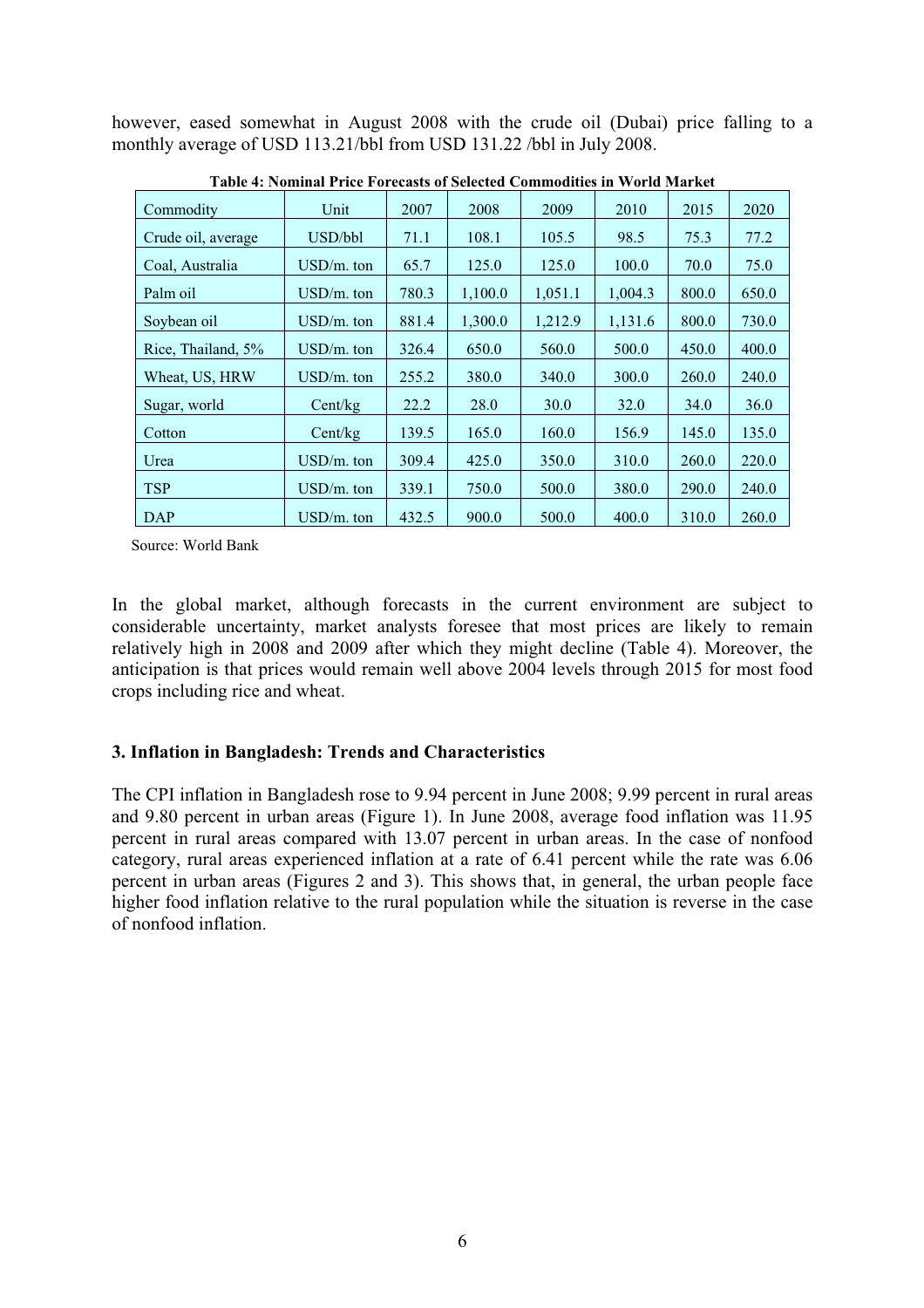however, eased somewhat in August 2008 with the crude oil (Dubai) price falling to a monthly average of USD 113.21/bbl from USD 131.22 /bbl in July 2008.

**Table 4: Nominal Price Forecasts of Selected Commodities in World Market**

| Commodity | Unit | 2007 | 2008 | 2009 | 2010 | 2015 | 2020 |
|---|---|---|---|---|---|---|---|
| Crude oil, average | USD/bbl | 71.1 | 108.1 | 105.5 | 98.5 | 75.3 | 77.2 |
| Coal, Australia | USD/m. ton | 65.7 | 125.0 | 125.0 | 100.0 | 70.0 | 75.0 |
| Palm oil | USD/m. ton | 780.3 | 1,100.0 | 1,051.1 | 1,004.3 | 800.0 | 650.0 |
| Soybean oil | USD/m. ton | 881.4 | 1,300.0 | 1,212.9 | 1,131.6 | 800.0 | 730.0 |
| Rice, Thailand, 5% | USD/m. ton | 326.4 | 650.0 | 560.0 | 500.0 | 450.0 | 400.0 |
| Wheat, US, HRW | USD/m. ton | 255.2 | 380.0 | 340.0 | 300.0 | 260.0 | 240.0 |
| Sugar, world | Cent/kg | 22.2 | 28.0 | 30.0 | 32.0 | 34.0 | 36.0 |
| Cotton | Cent/kg | 139.5 | 165.0 | 160.0 | 156.9 | 145.0 | 135.0 |
| Urea | USD/m. ton | 309.4 | 425.0 | 350.0 | 310.0 | 260.0 | 220.0 |
| TSP | USD/m. ton | 339.1 | 750.0 | 500.0 | 380.0 | 290.0 | 240.0 |
| DAP | USD/m. ton | 432.5 | 900.0 | 500.0 | 400.0 | 310.0 | 260.0 |

Source: World Bank

In the global market, although forecasts in the current environment are subject to considerable uncertainty, market analysts foresee that most prices are likely to remain relatively high in 2008 and 2009 after which they might decline (Table 4). Moreover, the anticipation is that prices would remain well above 2004 levels through 2015 for most food crops including rice and wheat.

### 3. Inflation in Bangladesh: Trends and Characteristics

The CPI inflation in Bangladesh rose to 9.94 percent in June 2008; 9.99 percent in rural areas and 9.80 percent in urban areas (Figure 1). In June 2008, average food inflation was 11.95 percent in rural areas compared with 13.07 percent in urban areas. In the case of nonfood category, rural areas experienced inflation at a rate of 6.41 percent while the rate was 6.06 percent in urban areas (Figures 2 and 3). This shows that, in general, the urban people face higher food inflation relative to the rural population while the situation is reverse in the case of nonfood inflation.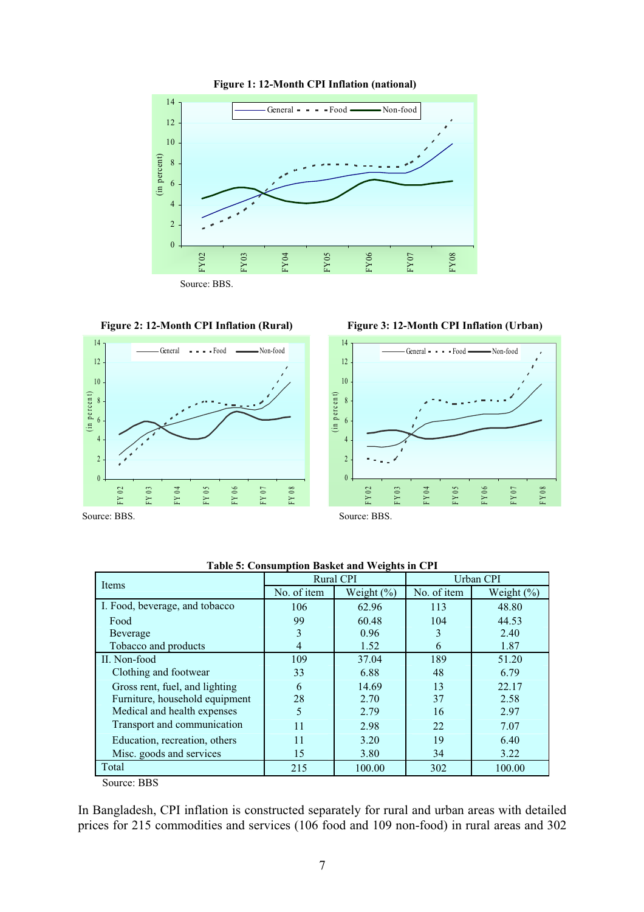**Figure 1: 12-Month CPI Inflation (national)**

Source: BBS.

**Figure 2: 12-Month CPI Inflation (Rural)**

Source: BBS.

**Figure 3: 12-Month CPI Inflation (Urban)**

Source: BBS.

**Table 5: Consumption Basket and Weights in CPI**

| Items | Rural CPI | | Urban CPI | |
|---|---|---|---|---|
| | No. of item | Weight (%) | No. of item | Weight (%) |
| I. Food, beverage, and tobacco | 106 | 62.96 | 113 | 48.80 |
| Food | 99 | 60.48 | 104 | 44.53 |
| Beverage | 3 | 0.96 | 3 | 2.40 |
| Tobacco and products | 4 | 1.52 | 6 | 1.87 |
| II. Non-food | 109 | 37.04 | 189 | 51.20 |
| Clothing and footwear | 33 | 6.88 | 48 | 6.79 |
| Gross rent, fuel, and lighting | 6 | 14.69 | 13 | 22.17 |
| Furniture, household equipment | 28 | 2.70 | 37 | 2.58 |
| Medical and health expenses | 5 | 2.79 | 16 | 2.97 |
| Transport and communication | 11 | 2.98 | 22 | 7.07 |
| Education, recreation, others | 11 | 3.20 | 19 | 6.40 |
| Misc. goods and services | 15 | 3.80 | 34 | 3.22 |
| Total | 215 | 100.00 | 302 | 100.00 |

Source: BBS

In Bangladesh, CPI inflation is constructed separately for rural and urban areas with detailed prices for 215 commodities and services (106 food and 109 non-food) in rural areas and 302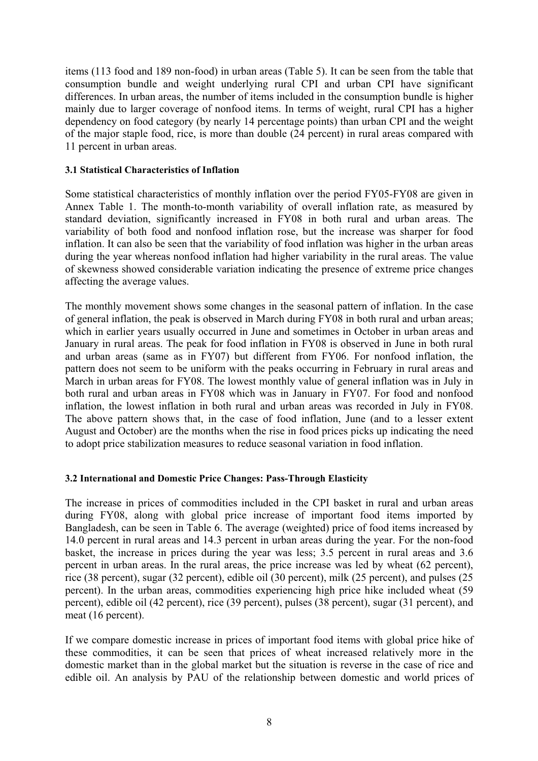items (113 food and 189 non-food) in urban areas (Table 5). It can be seen from the table that consumption bundle and weight underlying rural CPI and urban CPI have significant differences. In urban areas, the number of items included in the consumption bundle is higher mainly due to larger coverage of nonfood items. In terms of weight, rural CPI has a higher dependency on food category (by nearly 14 percentage points) than urban CPI and the weight of the major staple food, rice, is more than double (24 percent) in rural areas compared with 11 percent in urban areas.

### 3.1 Statistical Characteristics of Inflation

Some statistical characteristics of monthly inflation over the period FY05-FY08 are given in Annex Table 1. The month-to-month variability of overall inflation rate, as measured by standard deviation, significantly increased in FY08 in both rural and urban areas. The variability of both food and nonfood inflation rose, but the increase was sharper for food inflation. It can also be seen that the variability of food inflation was higher in the urban areas during the year whereas nonfood inflation had higher variability in the rural areas. The value of skewness showed considerable variation indicating the presence of extreme price changes affecting the average values.

The monthly movement shows some changes in the seasonal pattern of inflation. In the case of general inflation, the peak is observed in March during FY08 in both rural and urban areas; which in earlier years usually occurred in June and sometimes in October in urban areas and January in rural areas. The peak for food inflation in FY08 is observed in June in both rural and urban areas (same as in FY07) but different from FY06. For nonfood inflation, the pattern does not seem to be uniform with the peaks occurring in February in rural areas and March in urban areas for FY08. The lowest monthly value of general inflation was in July in both rural and urban areas in FY08 which was in January in FY07. For food and nonfood inflation, the lowest inflation in both rural and urban areas was recorded in July in FY08. The above pattern shows that, in the case of food inflation, June (and to a lesser extent August and October) are the months when the rise in food prices picks up indicating the need to adopt price stabilization measures to reduce seasonal variation in food inflation.

### 3.2 International and Domestic Price Changes: Pass-Through Elasticity

The increase in prices of commodities included in the CPI basket in rural and urban areas during FY08, along with global price increase of important food items imported by Bangladesh, can be seen in Table 6. The average (weighted) price of food items increased by 14.0 percent in rural areas and 14.3 percent in urban areas during the year. For the non-food basket, the increase in prices during the year was less; 3.5 percent in rural areas and 3.6 percent in urban areas. In the rural areas, the price increase was led by wheat (62 percent), rice (38 percent), sugar (32 percent), edible oil (30 percent), milk (25 percent), and pulses (25 percent). In the urban areas, commodities experiencing high price hike included wheat (59 percent), edible oil (42 percent), rice (39 percent), pulses (38 percent), sugar (31 percent), and meat (16 percent).

If we compare domestic increase in prices of important food items with global price hike of these commodities, it can be seen that prices of wheat increased relatively more in the domestic market than in the global market but the situation is reverse in the case of rice and edible oil. An analysis by PAU of the relationship between domestic and world prices of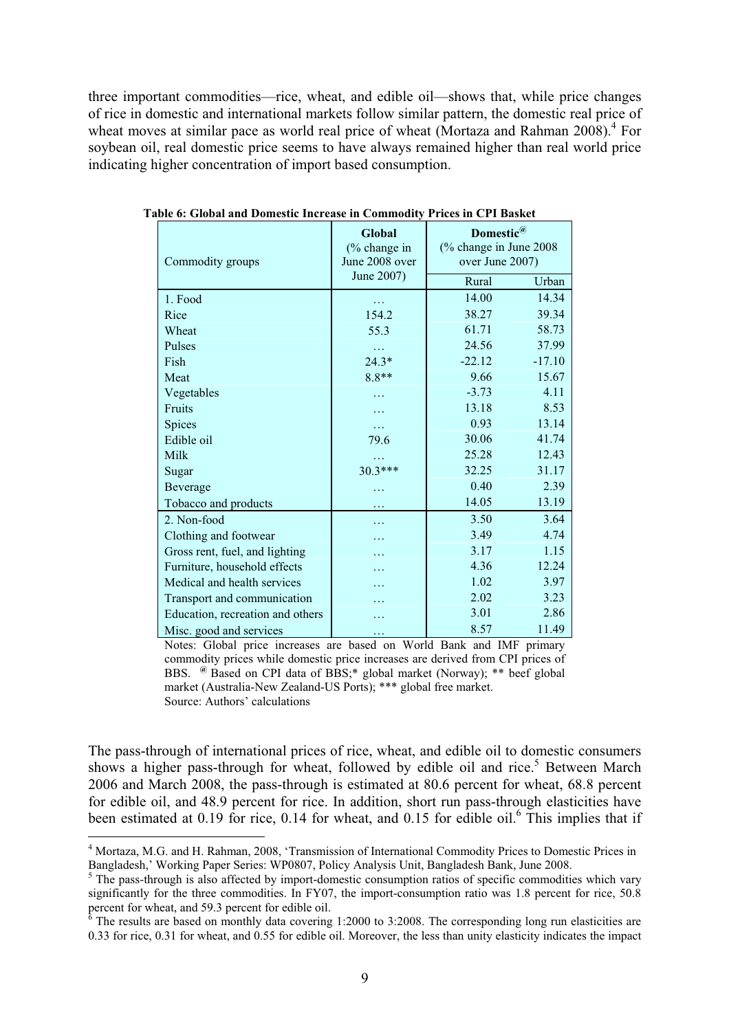three important commodities—rice, wheat, and edible oil—shows that, while price changes of rice in domestic and international markets follow similar pattern, the domestic real price of wheat moves at similar pace as world real price of wheat (Mortaza and Rahman 2008).[4] For soybean oil, real domestic price seems to have always remained higher than real world price indicating higher concentration of import based consumption.

**Table 6: Global and Domestic Increase in Commodity Prices in CPI Basket**

| Commodity groups | Global (% change in June 2008 over June 2007) | Domestic[@] (% change in June 2008 over June 2007) | |
|---|---|---|---|
| | | Rural | Urban |
| 1. Food | … | 14.00 | 14.34 |
| Rice | 154.2 | 38.27 | 39.34 |
| Wheat | 55.3 | 61.71 | 58.73 |
| Pulses | … | 24.56 | 37.99 |
| Fish | 24.3* | -22.12 | -17.10 |
| Meat | 8.8** | 9.66 | 15.67 |
| Vegetables | … | -3.73 | 4.11 |
| Fruits | … | 13.18 | 8.53 |
| Spices | … | 0.93 | 13.14 |
| Edible oil | 79.6 | 30.06 | 41.74 |
| Milk | … | 25.28 | 12.43 |
| Sugar | 30.3*** | 32.25 | 31.17 |
| Beverage | … | 0.40 | 2.39 |
| Tobacco and products | … | 14.05 | 13.19 |
| 2. Non-food | … | 3.50 | 3.64 |
| Clothing and footwear | … | 3.49 | 4.74 |
| Gross rent, fuel, and lighting | … | 3.17 | 1.15 |
| Furniture, household effects | … | 4.36 | 12.24 |
| Medical and health services | … | 1.02 | 3.97 |
| Transport and communication | … | 2.02 | 3.23 |
| Education, recreation and others | … | 3.01 | 2.86 |
| Misc. good and services | … | 8.57 | 11.49 |

Notes: Global price increases are based on World Bank and IMF primary commodity prices while domestic price increases are derived from CPI prices of BBS. [@] Based on CPI data of BBS;* global market (Norway); ** beef global market (Australia-New Zealand-US Ports); *** global free market.
Source: Authors' calculations

The pass-through of international prices of rice, wheat, and edible oil to domestic consumers shows a higher pass-through for wheat, followed by edible oil and rice.[5] Between March 2006 and March 2008, the pass-through is estimated at 80.6 percent for wheat, 68.8 percent for edible oil, and 48.9 percent for rice. In addition, short run pass-through elasticities have been estimated at 0.19 for rice, 0.14 for wheat, and 0.15 for edible oil.[6] This implies that if

[4] Mortaza, M.G. and H. Rahman, 2008, 'Transmission of International Commodity Prices to Domestic Prices in Bangladesh,' Working Paper Series: WP0807, Policy Analysis Unit, Bangladesh Bank, June 2008.

[5] The pass-through is also affected by import-domestic consumption ratios of specific commodities which vary significantly for the three commodities. In FY07, the import-consumption ratio was 1.8 percent for rice, 50.8 percent for wheat, and 59.3 percent for edible oil.

[6] The results are based on monthly data covering 1:2000 to 3:2008. The corresponding long run elasticities are 0.33 for rice, 0.31 for wheat, and 0.55 for edible oil. Moreover, the less than unity elasticity indicates the impact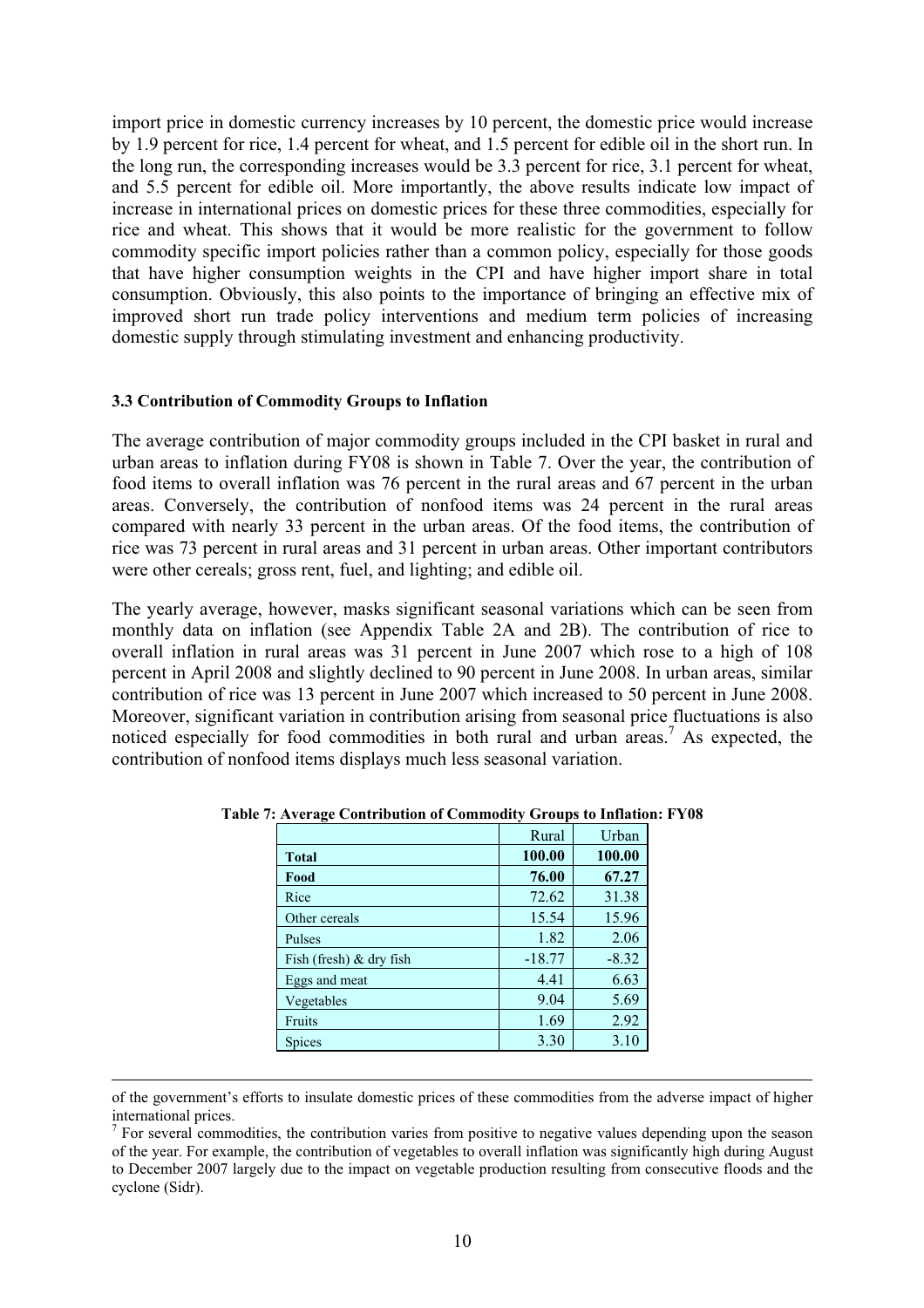import price in domestic currency increases by 10 percent, the domestic price would increase by 1.9 percent for rice, 1.4 percent for wheat, and 1.5 percent for edible oil in the short run. In the long run, the corresponding increases would be 3.3 percent for rice, 3.1 percent for wheat, and 5.5 percent for edible oil. More importantly, the above results indicate low impact of increase in international prices on domestic prices for these three commodities, especially for rice and wheat. This shows that it would be more realistic for the government to follow commodity specific import policies rather than a common policy, especially for those goods that have higher consumption weights in the CPI and have higher import share in total consumption. Obviously, this also points to the importance of bringing an effective mix of improved short run trade policy interventions and medium term policies of increasing domestic supply through stimulating investment and enhancing productivity.

### 3.3 Contribution of Commodity Groups to Inflation

The average contribution of major commodity groups included in the CPI basket in rural and urban areas to inflation during FY08 is shown in Table 7. Over the year, the contribution of food items to overall inflation was 76 percent in the rural areas and 67 percent in the urban areas. Conversely, the contribution of nonfood items was 24 percent in the rural areas compared with nearly 33 percent in the urban areas. Of the food items, the contribution of rice was 73 percent in rural areas and 31 percent in urban areas. Other important contributors were other cereals; gross rent, fuel, and lighting; and edible oil.

The yearly average, however, masks significant seasonal variations which can be seen from monthly data on inflation (see Appendix Table 2A and 2B). The contribution of rice to overall inflation in rural areas was 31 percent in June 2007 which rose to a high of 108 percent in April 2008 and slightly declined to 90 percent in June 2008. In urban areas, similar contribution of rice was 13 percent in June 2007 which increased to 50 percent in June 2008. Moreover, significant variation in contribution arising from seasonal price fluctuations is also noticed especially for food commodities in both rural and urban areas.[7] As expected, the contribution of nonfood items displays much less seasonal variation.

**Table 7: Average Contribution of Commodity Groups to Inflation: FY08**

| | Rural | Urban |
|---|---|---|
| **Total** | **100.00** | **100.00** |
| **Food** | **76.00** | **67.27** |
| Rice | 72.62 | 31.38 |
| Other cereals | 15.54 | 15.96 |
| Pulses | 1.82 | 2.06 |
| Fish (fresh) & dry fish | -18.77 | -8.32 |
| Eggs and meat | 4.41 | 6.63 |
| Vegetables | 9.04 | 5.69 |
| Fruits | 1.69 | 2.92 |
| Spices | 3.30 | 3.10 |

---

of the government's efforts to insulate domestic prices of these commodities from the adverse impact of higher international prices.

[7] For several commodities, the contribution varies from positive to negative values depending upon the season of the year. For example, the contribution of vegetables to overall inflation was significantly high during August to December 2007 largely due to the impact on vegetable production resulting from consecutive floods and the cyclone (Sidr).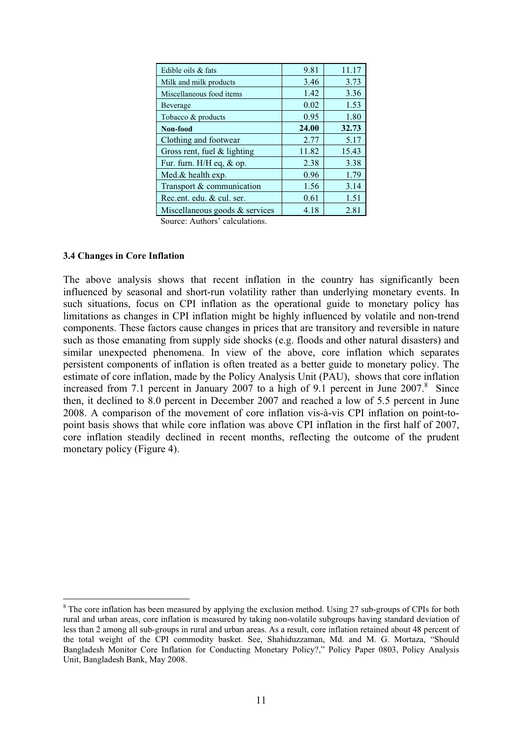| | | |
|---|---|---|
| Edible oils & fats | 9.81 | 11.17 |
| Milk and milk products | 3.46 | 3.73 |
| Miscellaneous food items | 1.42 | 3.36 |
| Beverage | 0.02 | 1.53 |
| Tobacco & products | 0.95 | 1.80 |
| **Non-food** | **24.00** | **32.73** |
| Clothing and footwear | 2.77 | 5.17 |
| Gross rent, fuel & lighting | 11.82 | 15.43 |
| Fur. furn. H/H eq, & op. | 2.38 | 3.38 |
| Med.& health exp. | 0.96 | 1.79 |
| Transport & communication | 1.56 | 3.14 |
| Rec.ent. edu. & cul. ser. | 0.61 | 1.51 |
| Miscellaneous goods & services | 4.18 | 2.81 |

Source: Authors' calculations.

### 3.4 Changes in Core Inflation

The above analysis shows that recent inflation in the country has significantly been influenced by seasonal and short-run volatility rather than underlying monetary events. In such situations, focus on CPI inflation as the operational guide to monetary policy has limitations as changes in CPI inflation might be highly influenced by volatile and non-trend components. These factors cause changes in prices that are transitory and reversible in nature such as those emanating from supply side shocks (e.g. floods and other natural disasters) and similar unexpected phenomena. In view of the above, core inflation which separates persistent components of inflation is often treated as a better guide to monetary policy. The estimate of core inflation, made by the Policy Analysis Unit (PAU), shows that core inflation increased from 7.1 percent in January 2007 to a high of 9.1 percent in June 2007.[8] Since then, it declined to 8.0 percent in December 2007 and reached a low of 5.5 percent in June 2008. A comparison of the movement of core inflation vis-à-vis CPI inflation on point-to-point basis shows that while core inflation was above CPI inflation in the first half of 2007, core inflation steadily declined in recent months, reflecting the outcome of the prudent monetary policy (Figure 4).

[8] The core inflation has been measured by applying the exclusion method. Using 27 sub-groups of CPIs for both rural and urban areas, core inflation is measured by taking non-volatile subgroups having standard deviation of less than 2 among all sub-groups in rural and urban areas. As a result, core inflation retained about 48 percent of the total weight of the CPI commodity basket. See, Shahiduzzaman, Md. and M. G. Mortaza, "Should Bangladesh Monitor Core Inflation for Conducting Monetary Policy?," Policy Paper 0803, Policy Analysis Unit, Bangladesh Bank, May 2008.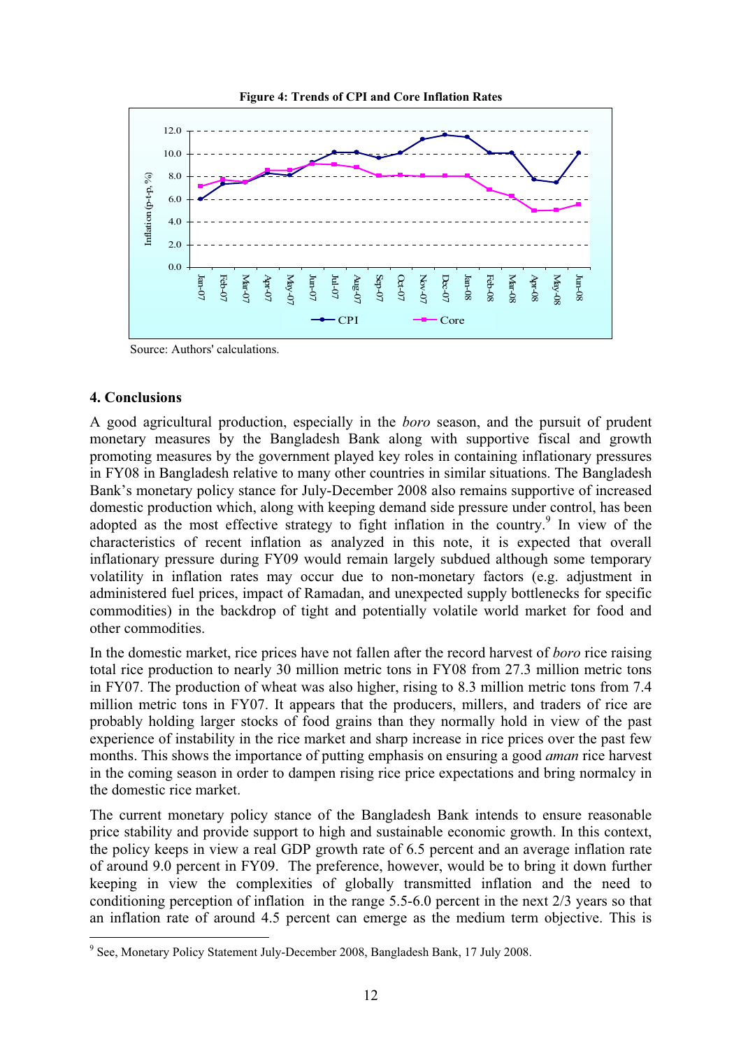**Figure 4: Trends of CPI and Core Inflation Rates**

Source: Authors' calculations.

## 4. Conclusions

A good agricultural production, especially in the *boro* season, and the pursuit of prudent monetary measures by the Bangladesh Bank along with supportive fiscal and growth promoting measures by the government played key roles in containing inflationary pressures in FY08 in Bangladesh relative to many other countries in similar situations. The Bangladesh Bank's monetary policy stance for July-December 2008 also remains supportive of increased domestic production which, along with keeping demand side pressure under control, has been adopted as the most effective strategy to fight inflation in the country.[9] In view of the characteristics of recent inflation as analyzed in this note, it is expected that overall inflationary pressure during FY09 would remain largely subdued although some temporary volatility in inflation rates may occur due to non-monetary factors (e.g. adjustment in administered fuel prices, impact of Ramadan, and unexpected supply bottlenecks for specific commodities) in the backdrop of tight and potentially volatile world market for food and other commodities.

In the domestic market, rice prices have not fallen after the record harvest of *boro* rice raising total rice production to nearly 30 million metric tons in FY08 from 27.3 million metric tons in FY07. The production of wheat was also higher, rising to 8.3 million metric tons from 7.4 million metric tons in FY07. It appears that the producers, millers, and traders of rice are probably holding larger stocks of food grains than they normally hold in view of the past experience of instability in the rice market and sharp increase in rice prices over the past few months. This shows the importance of putting emphasis on ensuring a good *aman* rice harvest in the coming season in order to dampen rising rice price expectations and bring normalcy in the domestic rice market.

The current monetary policy stance of the Bangladesh Bank intends to ensure reasonable price stability and provide support to high and sustainable economic growth. In this context, the policy keeps in view a real GDP growth rate of 6.5 percent and an average inflation rate of around 9.0 percent in FY09. The preference, however, would be to bring it down further keeping in view the complexities of globally transmitted inflation and the need to conditioning perception of inflation in the range 5.5-6.0 percent in the next 2/3 years so that an inflation rate of around 4.5 percent can emerge as the medium term objective. This is

[9] See, Monetary Policy Statement July-December 2008, Bangladesh Bank, 17 July 2008.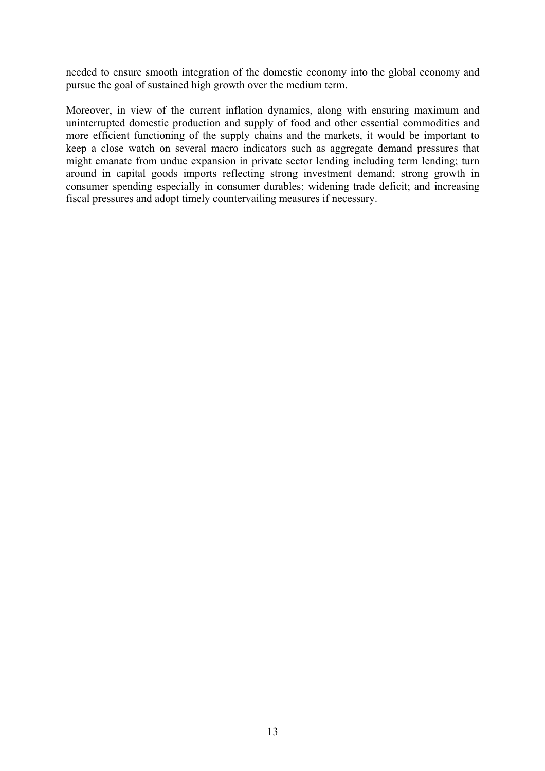needed to ensure smooth integration of the domestic economy into the global economy and pursue the goal of sustained high growth over the medium term.

Moreover, in view of the current inflation dynamics, along with ensuring maximum and uninterrupted domestic production and supply of food and other essential commodities and more efficient functioning of the supply chains and the markets, it would be important to keep a close watch on several macro indicators such as aggregate demand pressures that might emanate from undue expansion in private sector lending including term lending; turn around in capital goods imports reflecting strong investment demand; strong growth in consumer spending especially in consumer durables; widening trade deficit; and increasing fiscal pressures and adopt timely countervailing measures if necessary.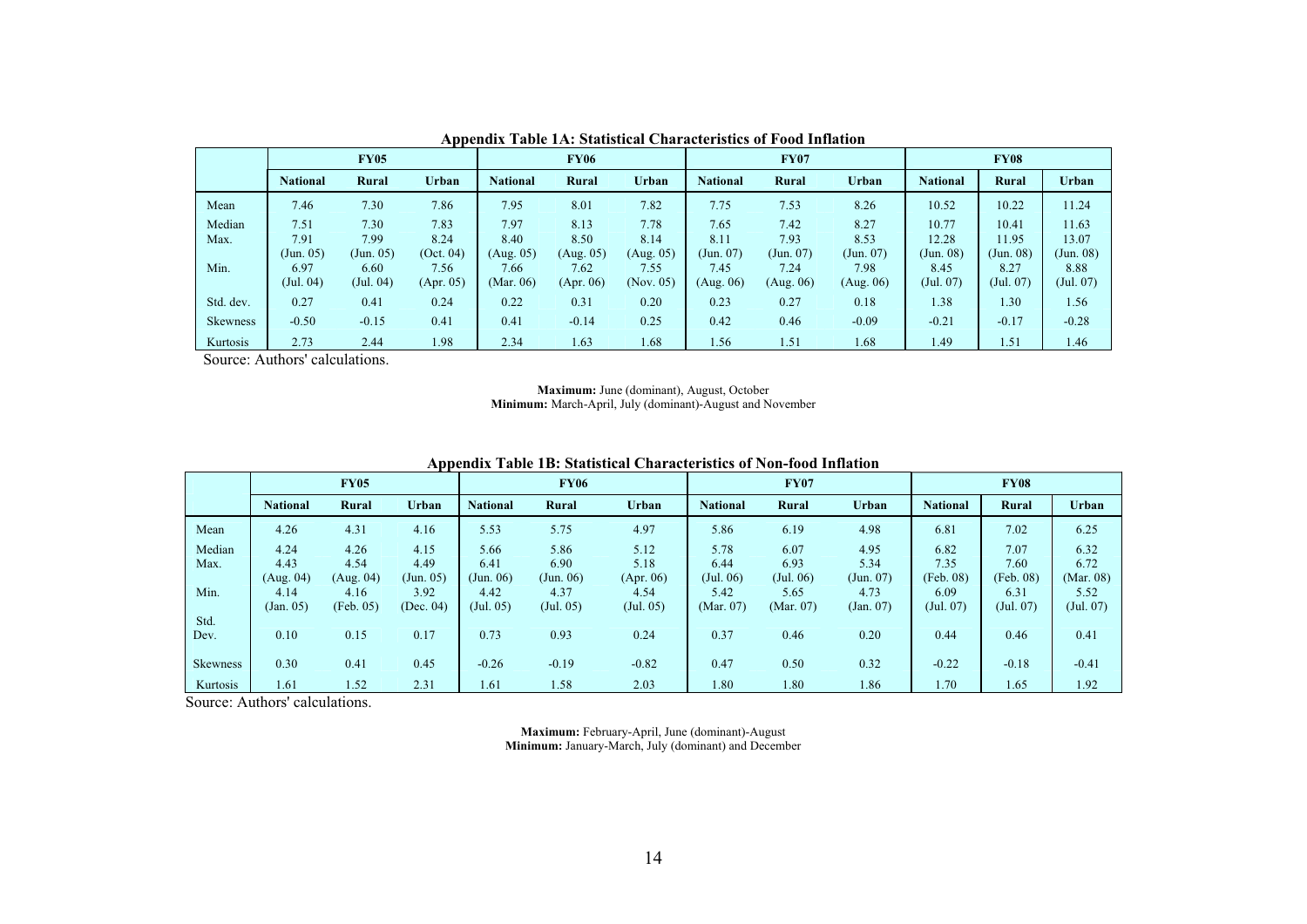**Appendix Table 1A: Statistical Characteristics of Food Inflation**

| | FY05 | | | FY06 | | | FY07 | | | FY08 | | |
|---|---|---|---|---|---|---|---|---|---|---|---|---|
| | **National** | **Rural** | **Urban** | **National** | **Rural** | **Urban** | **National** | **Rural** | **Urban** | **National** | **Rural** | **Urban** |
| Mean | 7.46 | 7.30 | 7.86 | 7.95 | 8.01 | 7.82 | 7.75 | 7.53 | 8.26 | 10.52 | 10.22 | 11.24 |
| Median | 7.51 | 7.30 | 7.83 | 7.97 | 8.13 | 7.78 | 7.65 | 7.42 | 8.27 | 10.77 | 10.41 | 11.63 |
| Max. | 7.91 (Jun. 05) | 7.99 (Jun. 05) | 8.24 (Oct. 04) | 8.40 (Aug. 05) | 8.50 (Aug. 05) | 8.14 (Aug. 05) | 8.11 (Jun. 07) | 7.93 (Jun. 07) | 8.53 (Jun. 07) | 12.28 (Jun. 08) | 11.95 (Jun. 08) | 13.07 (Jun. 08) |
| Min. | 6.97 (Jul. 04) | 6.60 (Jul. 04) | 7.56 (Apr. 05) | 7.66 (Mar. 06) | 7.62 (Apr. 06) | 7.55 (Nov. 05) | 7.45 (Aug. 06) | 7.24 (Aug. 06) | 7.98 (Aug. 06) | 8.45 (Jul. 07) | 8.27 (Jul. 07) | 8.88 (Jul. 07) |
| Std. dev. | 0.27 | 0.41 | 0.24 | 0.22 | 0.31 | 0.20 | 0.23 | 0.27 | 0.18 | 1.38 | 1.30 | 1.56 |
| Skewness | -0.50 | -0.15 | 0.41 | 0.41 | -0.14 | 0.25 | 0.42 | 0.46 | -0.09 | -0.21 | -0.17 | -0.28 |
| Kurtosis | 2.73 | 2.44 | 1.98 | 2.34 | 1.63 | 1.68 | 1.56 | 1.51 | 1.68 | 1.49 | 1.51 | 1.46 |

Source: Authors' calculations.

**Maximum:** June (dominant), August, October
**Minimum:** March-April, July (dominant)-August and November

**Appendix Table 1B: Statistical Characteristics of Non-food Inflation**

| | FY05 | | | FY06 | | | FY07 | | | FY08 | | |
|---|---|---|---|---|---|---|---|---|---|---|---|---|
| | **National** | **Rural** | **Urban** | **National** | **Rural** | **Urban** | **National** | **Rural** | **Urban** | **National** | **Rural** | **Urban** |
| Mean | 4.26 | 4.31 | 4.16 | 5.53 | 5.75 | 4.97 | 5.86 | 6.19 | 4.98 | 6.81 | 7.02 | 6.25 |
| Median | 4.24 | 4.26 | 4.15 | 5.66 | 5.86 | 5.12 | 5.78 | 6.07 | 4.95 | 6.82 | 7.07 | 6.32 |
| Max. | 4.43 (Aug. 04) | 4.54 (Aug. 04) | 4.49 (Jun. 05) | 6.41 (Jun. 06) | 6.90 (Jun. 06) | 5.18 (Apr. 06) | 6.44 (Jul. 06) | 6.93 (Jul. 06) | 5.34 (Jun. 07) | 7.35 (Feb. 08) | 7.60 (Feb. 08) | 6.72 (Mar. 08) |
| Min. | 4.14 (Jan. 05) | 4.16 (Feb. 05) | 3.92 (Dec. 04) | 4.42 (Jul. 05) | 4.37 (Jul. 05) | 4.54 (Jul. 05) | 5.42 (Mar. 07) | 5.65 (Mar. 07) | 4.73 (Jan. 07) | 6.09 (Jul. 07) | 6.31 (Jul. 07) | 5.52 (Jul. 07) |
| Std. Dev. | 0.10 | 0.15 | 0.17 | 0.73 | 0.93 | 0.24 | 0.37 | 0.46 | 0.20 | 0.44 | 0.46 | 0.41 |
| Skewness | 0.30 | 0.41 | 0.45 | -0.26 | -0.19 | -0.82 | 0.47 | 0.50 | 0.32 | -0.22 | -0.18 | -0.41 |
| Kurtosis | 1.61 | 1.52 | 2.31 | 1.61 | 1.58 | 2.03 | 1.80 | 1.80 | 1.86 | 1.70 | 1.65 | 1.92 |

Source: Authors' calculations.

**Maximum:** February-April, June (dominant)-August
**Minimum:** January-March, July (dominant) and December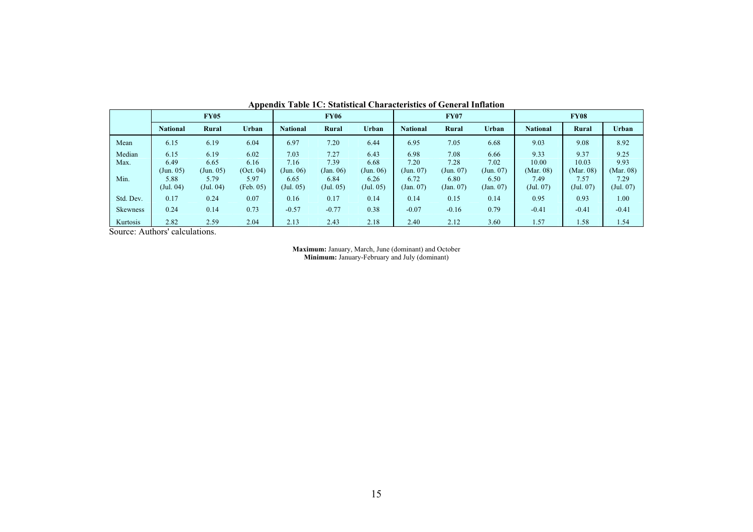**Appendix Table 1C: Statistical Characteristics of General Inflation**

| | FY05 | | | FY06 | | | FY07 | | | FY08 | | |
|---|---|---|---|---|---|---|---|---|---|---|---|---|
| | **National** | **Rural** | **Urban** | **National** | **Rural** | **Urban** | **National** | **Rural** | **Urban** | **National** | **Rural** | **Urban** |
| Mean | 6.15 | 6.19 | 6.04 | 6.97 | 7.20 | 6.44 | 6.95 | 7.05 | 6.68 | 9.03 | 9.08 | 8.92 |
| Median | 6.15 | 6.19 | 6.02 | 7.03 | 7.27 | 6.43 | 6.98 | 7.08 | 6.66 | 9.33 | 9.37 | 9.25 |
| Max. | 6.49 (Jun. 05) | 6.65 (Jun. 05) | 6.16 (Oct. 04) | 7.16 (Jun. 06) | 7.39 (Jan. 06) | 6.68 (Jun. 06) | 7.20 (Jun. 07) | 7.28 (Jun. 07) | 7.02 (Jun. 07) | 10.00 (Mar. 08) | 10.03 (Mar. 08) | 9.93 (Mar. 08) |
| Min. | 5.88 (Jul. 04) | 5.79 (Jul. 04) | 5.97 (Feb. 05) | 6.65 (Jul. 05) | 6.84 (Jul. 05) | 6.26 (Jul. 05) | 6.72 (Jan. 07) | 6.80 (Jan. 07) | 6.50 (Jan. 07) | 7.49 (Jul. 07) | 7.57 (Jul. 07) | 7.29 (Jul. 07) |
| Std. Dev. | 0.17 | 0.24 | 0.07 | 0.16 | 0.17 | 0.14 | 0.14 | 0.15 | 0.14 | 0.95 | 0.93 | 1.00 |
| Skewness | 0.24 | 0.14 | 0.73 | -0.57 | -0.77 | 0.38 | -0.07 | -0.16 | 0.79 | -0.41 | -0.41 | -0.41 |
| Kurtosis | 2.82 | 2.59 | 2.04 | 2.13 | 2.43 | 2.18 | 2.40 | 2.12 | 3.60 | 1.57 | 1.58 | 1.54 |

Source: Authors' calculations.

**Maximum:** January, March, June (dominant) and October
**Minimum:** January-February and July (dominant)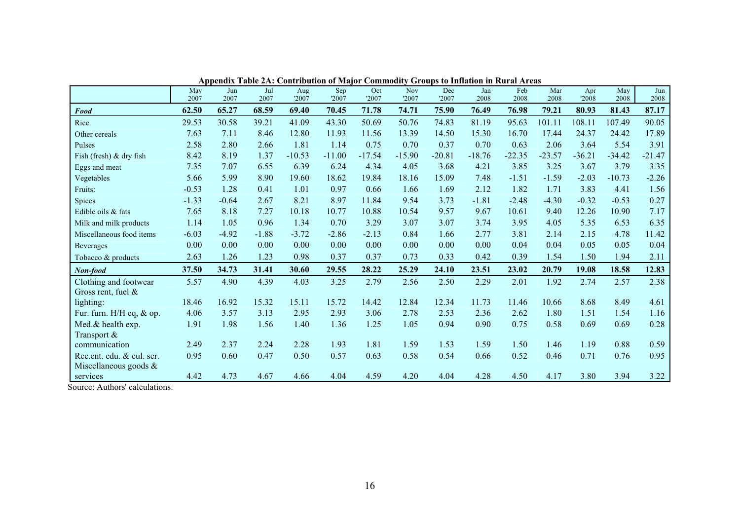**Appendix Table 2A: Contribution of Major Commodity Groups to Inflation in Rural Areas**

| | May 2007 | Jun 2007 | Jul 2007 | Aug '2007 | Sep '2007 | Oct '2007 | Nov '2007 | Dec '2007 | Jan 2008 | Feb 2008 | Mar 2008 | Apr '2008 | May 2008 | Jun 2008 |
|---|---|---|---|---|---|---|---|---|---|---|---|---|---|---|
| ***Food*** | **62.50** | **65.27** | **68.59** | **69.40** | **70.45** | **71.78** | **74.71** | **75.90** | **76.49** | **76.98** | **79.21** | **80.93** | **81.43** | **87.17** |
| Rice | 29.53 | 30.58 | 39.21 | 41.09 | 43.30 | 50.69 | 50.76 | 74.83 | 81.19 | 95.63 | 101.11 | 108.11 | 107.49 | 90.05 |
| Other cereals | 7.63 | 7.11 | 8.46 | 12.80 | 11.93 | 11.56 | 13.39 | 14.50 | 15.30 | 16.70 | 17.44 | 24.37 | 24.42 | 17.89 |
| Pulses | 2.58 | 2.80 | 2.66 | 1.81 | 1.14 | 0.75 | 0.70 | 0.37 | 0.70 | 0.63 | 2.06 | 3.64 | 5.54 | 3.91 |
| Fish (fresh) & dry fish | 8.42 | 8.19 | 1.37 | -10.53 | -11.00 | -17.54 | -15.90 | -20.81 | -18.76 | -22.35 | -23.57 | -36.21 | -34.42 | -21.47 |
| Eggs and meat | 7.35 | 7.07 | 6.55 | 6.39 | 6.24 | 4.34 | 4.05 | 3.68 | 4.21 | 3.85 | 3.25 | 3.67 | 3.79 | 3.35 |
| Vegetables | 5.66 | 5.99 | 8.90 | 19.60 | 18.62 | 19.84 | 18.16 | 15.09 | 7.48 | -1.51 | -1.59 | -2.03 | -10.73 | -2.26 |
| Fruits: | -0.53 | 1.28 | 0.41 | 1.01 | 0.97 | 0.66 | 1.66 | 1.69 | 2.12 | 1.82 | 1.71 | 3.83 | 4.41 | 1.56 |
| Spices | -1.33 | -0.64 | 2.67 | 8.21 | 8.97 | 11.84 | 9.54 | 3.73 | -1.81 | -2.48 | -4.30 | -0.32 | -0.53 | 0.27 |
| Edible oils & fats | 7.65 | 8.18 | 7.27 | 10.18 | 10.77 | 10.88 | 10.54 | 9.57 | 9.67 | 10.61 | 9.40 | 12.26 | 10.90 | 7.17 |
| Milk and milk products | 1.14 | 1.05 | 0.96 | 1.34 | 0.70 | 3.29 | 3.07 | 3.07 | 3.74 | 3.95 | 4.05 | 5.35 | 6.53 | 6.35 |
| Miscellaneous food items | -6.03 | -4.92 | -1.88 | -3.72 | -2.86 | -2.13 | 0.84 | 1.66 | 2.77 | 3.81 | 2.14 | 2.15 | 4.78 | 11.42 |
| Beverages | 0.00 | 0.00 | 0.00 | 0.00 | 0.00 | 0.00 | 0.00 | 0.00 | 0.00 | 0.04 | 0.04 | 0.05 | 0.05 | 0.04 |
| Tobacco & products | 2.63 | 1.26 | 1.23 | 0.98 | 0.37 | 0.37 | 0.73 | 0.33 | 0.42 | 0.39 | 1.54 | 1.50 | 1.94 | 2.11 |
| ***Non-food*** | **37.50** | **34.73** | **31.41** | **30.60** | **29.55** | **28.22** | **25.29** | **24.10** | **23.51** | **23.02** | **20.79** | **19.08** | **18.58** | **12.83** |
| Clothing and footwear | 5.57 | 4.90 | 4.39 | 4.03 | 3.25 | 2.79 | 2.56 | 2.50 | 2.29 | 2.01 | 1.92 | 2.74 | 2.57 | 2.38 |
| Gross rent, fuel & lighting: | 18.46 | 16.92 | 15.32 | 15.11 | 15.72 | 14.42 | 12.84 | 12.34 | 11.73 | 11.46 | 10.66 | 8.68 | 8.49 | 4.61 |
| Fur. furn. H/H eq, & op. | 4.06 | 3.57 | 3.13 | 2.95 | 2.93 | 3.06 | 2.78 | 2.53 | 2.36 | 2.62 | 1.80 | 1.51 | 1.54 | 1.16 |
| Med.& health exp. | 1.91 | 1.98 | 1.56 | 1.40 | 1.36 | 1.25 | 1.05 | 0.94 | 0.90 | 0.75 | 0.58 | 0.69 | 0.69 | 0.28 |
| Transport & communication | 2.49 | 2.37 | 2.24 | 2.28 | 1.93 | 1.81 | 1.59 | 1.53 | 1.59 | 1.50 | 1.46 | 1.19 | 0.88 | 0.59 |
| Rec.ent. edu. & cul. ser. | 0.95 | 0.60 | 0.47 | 0.50 | 0.57 | 0.63 | 0.58 | 0.54 | 0.66 | 0.52 | 0.46 | 0.71 | 0.76 | 0.95 |
| Miscellaneous goods & services | 4.42 | 4.73 | 4.67 | 4.66 | 4.04 | 4.59 | 4.20 | 4.04 | 4.28 | 4.50 | 4.17 | 3.80 | 3.94 | 3.22 |

Source: Authors' calculations.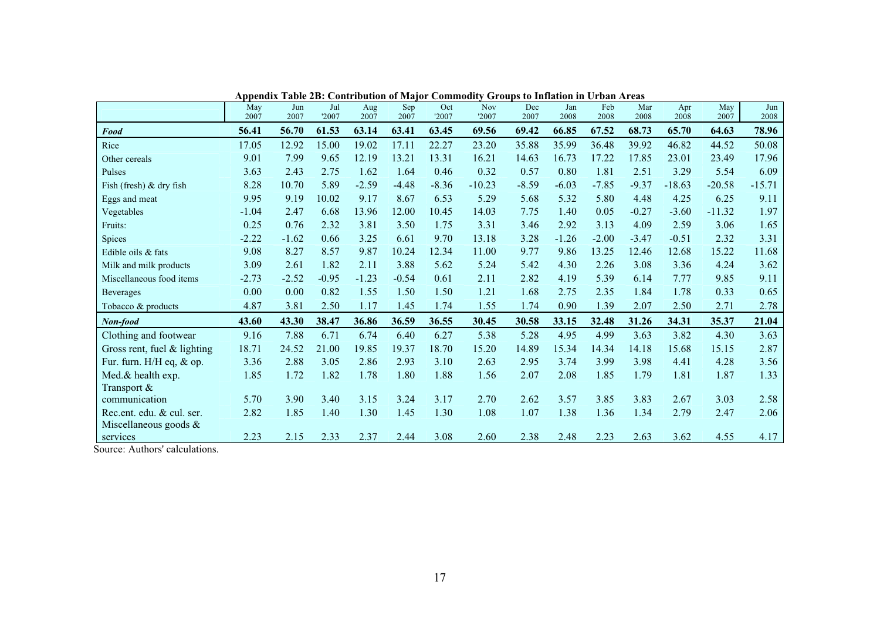**Appendix Table 2B: Contribution of Major Commodity Groups to Inflation in Urban Areas**

| | May 2007 | Jun 2007 | Jul '2007 | Aug 2007 | Sep 2007 | Oct '2007 | Nov '2007 | Dec 2007 | Jan 2008 | Feb 2008 | Mar 2008 | Apr 2008 | May 2007 | Jun 2008 |
|---|---|---|---|---|---|---|---|---|---|---|---|---|---|---|
| ***Food*** | **56.41** | **56.70** | **61.53** | **63.14** | **63.41** | **63.45** | **69.56** | **69.42** | **66.85** | **67.52** | **68.73** | **65.70** | **64.63** | **78.96** |
| Rice | 17.05 | 12.92 | 15.00 | 19.02 | 17.11 | 22.27 | 23.20 | 35.88 | 35.99 | 36.48 | 39.92 | 46.82 | 44.52 | 50.08 |
| Other cereals | 9.01 | 7.99 | 9.65 | 12.19 | 13.21 | 13.31 | 16.21 | 14.63 | 16.73 | 17.22 | 17.85 | 23.01 | 23.49 | 17.96 |
| Pulses | 3.63 | 2.43 | 2.75 | 1.62 | 1.64 | 0.46 | 0.32 | 0.57 | 0.80 | 1.81 | 2.51 | 3.29 | 5.54 | 6.09 |
| Fish (fresh) & dry fish | 8.28 | 10.70 | 5.89 | -2.59 | -4.48 | -8.36 | -10.23 | -8.59 | -6.03 | -7.85 | -9.37 | -18.63 | -20.58 | -15.71 |
| Eggs and meat | 9.95 | 9.19 | 10.02 | 9.17 | 8.67 | 6.53 | 5.29 | 5.68 | 5.32 | 5.80 | 4.48 | 4.25 | 6.25 | 9.11 |
| Vegetables | -1.04 | 2.47 | 6.68 | 13.96 | 12.00 | 10.45 | 14.03 | 7.75 | 1.40 | 0.05 | -0.27 | -3.60 | -11.32 | 1.97 |
| Fruits: | 0.25 | 0.76 | 2.32 | 3.81 | 3.50 | 1.75 | 3.31 | 3.46 | 2.92 | 3.13 | 4.09 | 2.59 | 3.06 | 1.65 |
| Spices | -2.22 | -1.62 | 0.66 | 3.25 | 6.61 | 9.70 | 13.18 | 3.28 | -1.26 | -2.00 | -3.47 | -0.51 | 2.32 | 3.31 |
| Edible oils & fats | 9.08 | 8.27 | 8.57 | 9.87 | 10.24 | 12.34 | 11.00 | 9.77 | 9.86 | 13.25 | 12.46 | 12.68 | 15.22 | 11.68 |
| Milk and milk products | 3.09 | 2.61 | 1.82 | 2.11 | 3.88 | 5.62 | 5.24 | 5.42 | 4.30 | 2.26 | 3.08 | 3.36 | 4.24 | 3.62 |
| Miscellaneous food items | -2.73 | -2.52 | -0.95 | -1.23 | -0.54 | 0.61 | 2.11 | 2.82 | 4.19 | 5.39 | 6.14 | 7.77 | 9.85 | 9.11 |
| Beverages | 0.00 | 0.00 | 0.82 | 1.55 | 1.50 | 1.50 | 1.21 | 1.68 | 2.75 | 2.35 | 1.84 | 1.78 | 0.33 | 0.65 |
| Tobacco & products | 4.87 | 3.81 | 2.50 | 1.17 | 1.45 | 1.74 | 1.55 | 1.74 | 0.90 | 1.39 | 2.07 | 2.50 | 2.71 | 2.78 |
| ***Non-food*** | **43.60** | **43.30** | **38.47** | **36.86** | **36.59** | **36.55** | **30.45** | **30.58** | **33.15** | **32.48** | **31.26** | **34.31** | **35.37** | **21.04** |
| Clothing and footwear | 9.16 | 7.88 | 6.71 | 6.74 | 6.40 | 6.27 | 5.38 | 5.28 | 4.95 | 4.99 | 3.63 | 3.82 | 4.30 | 3.63 |
| Gross rent, fuel & lighting | 18.71 | 24.52 | 21.00 | 19.85 | 19.37 | 18.70 | 15.20 | 14.89 | 15.34 | 14.34 | 14.18 | 15.68 | 15.15 | 2.87 |
| Fur. furn. H/H eq, & op. | 3.36 | 2.88 | 3.05 | 2.86 | 2.93 | 3.10 | 2.63 | 2.95 | 3.74 | 3.99 | 3.98 | 4.41 | 4.28 | 3.56 |
| Med.& health exp. | 1.85 | 1.72 | 1.82 | 1.78 | 1.80 | 1.88 | 1.56 | 2.07 | 2.08 | 1.85 | 1.79 | 1.81 | 1.87 | 1.33 |
| Transport & communication | 5.70 | 3.90 | 3.40 | 3.15 | 3.24 | 3.17 | 2.70 | 2.62 | 3.57 | 3.85 | 3.83 | 2.67 | 3.03 | 2.58 |
| Rec.ent. edu. & cul. ser. | 2.82 | 1.85 | 1.40 | 1.30 | 1.45 | 1.30 | 1.08 | 1.07 | 1.38 | 1.36 | 1.34 | 2.79 | 2.47 | 2.06 |
| Miscellaneous goods & services | 2.23 | 2.15 | 2.33 | 2.37 | 2.44 | 3.08 | 2.60 | 2.38 | 2.48 | 2.23 | 2.63 | 3.62 | 4.55 | 4.17 |

Source: Authors' calculations.